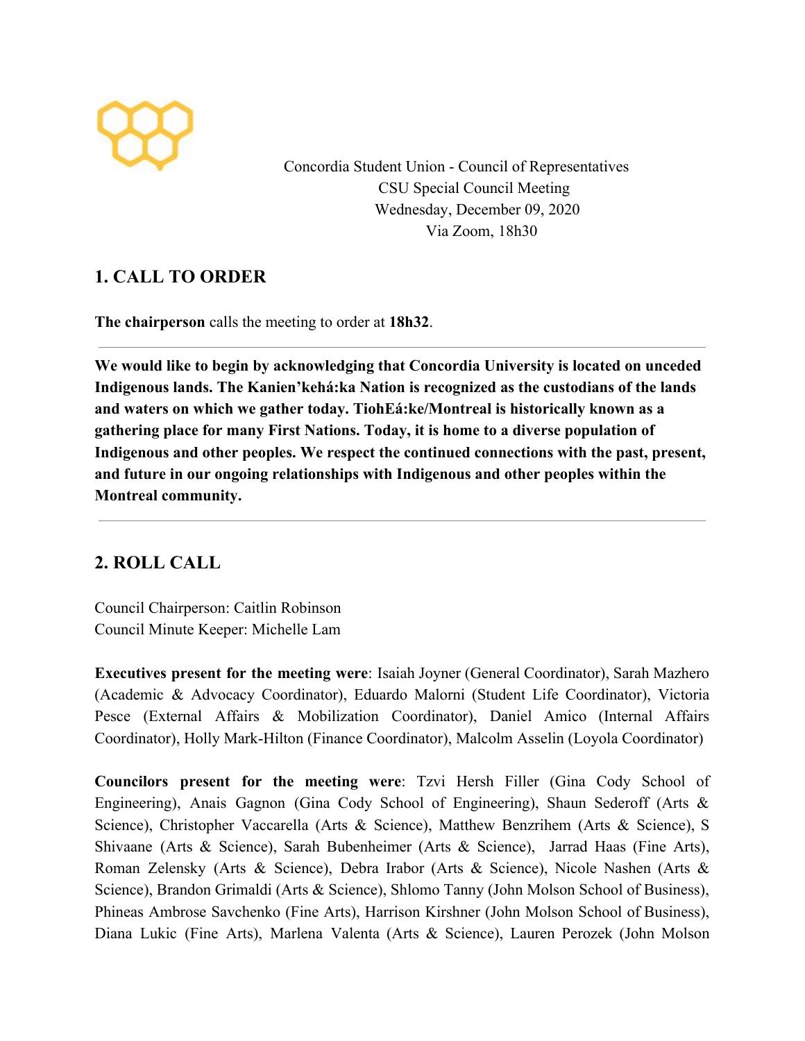Concordia Student Union - Council of Representatives
CSU Special Council Meeting
Wednesday, December 09, 2020
Via Zoom, 18h30

## 1. CALL TO ORDER

**The chairperson** calls the meeting to order at **18h32**.

---

**We would like to begin by acknowledging that Concordia University is located on unceded Indigenous lands. The Kanien’kehá:ka Nation is recognized as the custodians of the lands and waters on which we gather today. TiohEá:ke/Montreal is historically known as a gathering place for many First Nations. Today, it is home to a diverse population of Indigenous and other peoples. We respect the continued connections with the past, present, and future in our ongoing relationships with Indigenous and other peoples within the Montreal community.**

---

## 2. ROLL CALL

Council Chairperson: Caitlin Robinson
Council Minute Keeper: Michelle Lam

**Executives present for the meeting were**: Isaiah Joyner (General Coordinator), Sarah Mazhero (Academic & Advocacy Coordinator), Eduardo Malorni (Student Life Coordinator), Victoria Pesce (External Affairs & Mobilization Coordinator), Daniel Amico (Internal Affairs Coordinator), Holly Mark-Hilton (Finance Coordinator), Malcolm Asselin (Loyola Coordinator)

**Councilors present for the meeting were**: Tzvi Hersh Filler (Gina Cody School of Engineering), Anais Gagnon (Gina Cody School of Engineering), Shaun Sederoff (Arts & Science), Christopher Vaccarella (Arts & Science), Matthew Benzrihem (Arts & Science), S Shivaane (Arts & Science), Sarah Bubenheimer (Arts & Science), Jarrad Haas (Fine Arts), Roman Zelensky (Arts & Science), Debra Irabor (Arts & Science), Nicole Nashen (Arts & Science), Brandon Grimaldi (Arts & Science), Shlomo Tanny (John Molson School of Business), Phineas Ambrose Savchenko (Fine Arts), Harrison Kirshner (John Molson School of Business), Diana Lukic (Fine Arts), Marlena Valenta (Arts & Science), Lauren Perozek (John Molson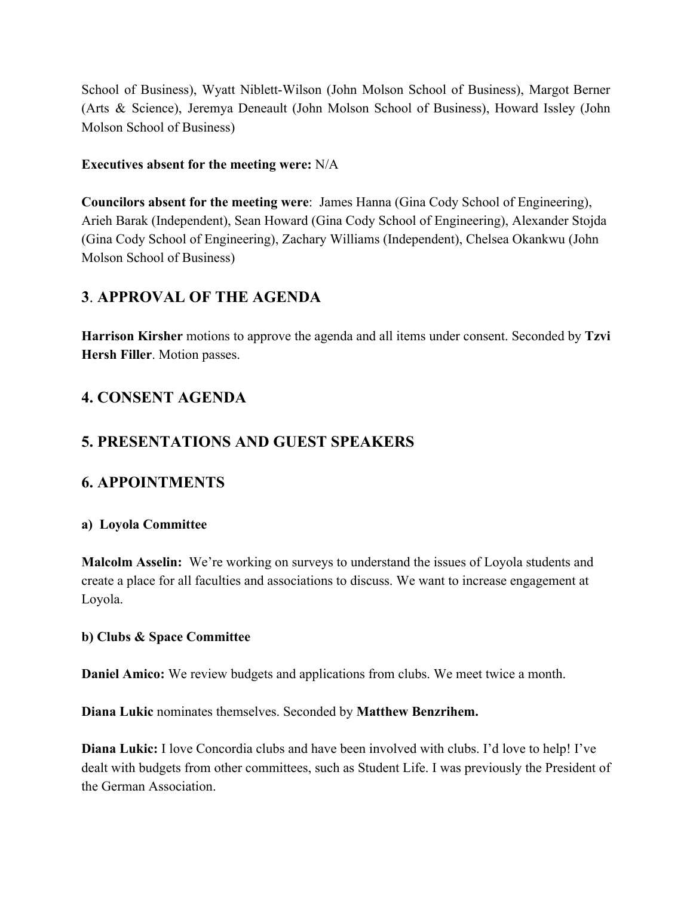School of Business), Wyatt Niblett-Wilson (John Molson School of Business), Margot Berner (Arts & Science), Jeremya Deneault (John Molson School of Business), Howard Issley (John Molson School of Business)

**Executives absent for the meeting were:** N/A

**Councilors absent for the meeting were**: James Hanna (Gina Cody School of Engineering), Arieh Barak (Independent), Sean Howard (Gina Cody School of Engineering), Alexander Stojda (Gina Cody School of Engineering), Zachary Williams (Independent), Chelsea Okankwu (John Molson School of Business)

## 3. APPROVAL OF THE AGENDA

**Harrison Kirsher** motions to approve the agenda and all items under consent. Seconded by **Tzvi Hersh Filler**. Motion passes.

## 4. CONSENT AGENDA

## 5. PRESENTATIONS AND GUEST SPEAKERS

## 6. APPOINTMENTS

### a) Loyola Committee

**Malcolm Asselin:** We're working on surveys to understand the issues of Loyola students and create a place for all faculties and associations to discuss. We want to increase engagement at Loyola.

### b) Clubs & Space Committee

**Daniel Amico:** We review budgets and applications from clubs. We meet twice a month.

**Diana Lukic** nominates themselves. Seconded by **Matthew Benzrihem.**

**Diana Lukic:** I love Concordia clubs and have been involved with clubs. I'd love to help! I've dealt with budgets from other committees, such as Student Life. I was previously the President of the German Association.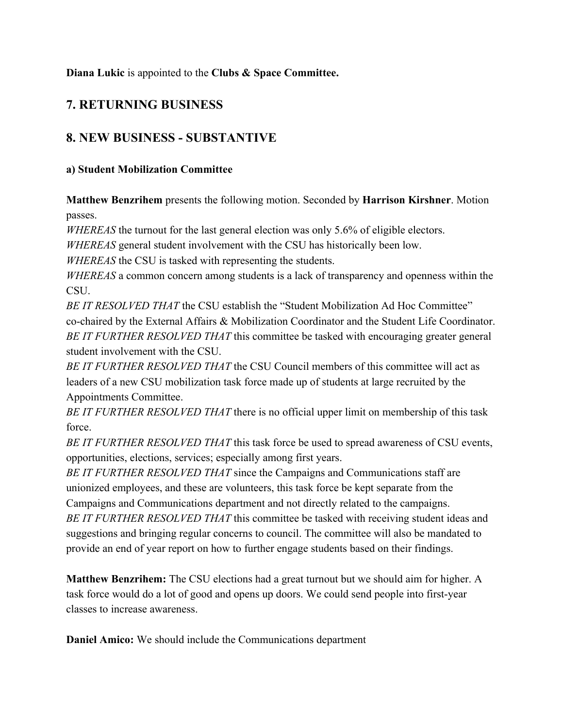**Diana Lukic** is appointed to the **Clubs & Space Committee.**

## 7. RETURNING BUSINESS

## 8. NEW BUSINESS - SUBSTANTIVE

### a) Student Mobilization Committee

**Matthew Benzrihem** presents the following motion. Seconded by **Harrison Kirshner**. Motion passes.

*WHEREAS* the turnout for the last general election was only 5.6% of eligible electors.
*WHEREAS* general student involvement with the CSU has historically been low.
*WHEREAS* the CSU is tasked with representing the students.
*WHEREAS* a common concern among students is a lack of transparency and openness within the CSU.
*BE IT RESOLVED THAT* the CSU establish the "Student Mobilization Ad Hoc Committee" co-chaired by the External Affairs & Mobilization Coordinator and the Student Life Coordinator.
*BE IT FURTHER RESOLVED THAT* this committee be tasked with encouraging greater general student involvement with the CSU.
*BE IT FURTHER RESOLVED THAT* the CSU Council members of this committee will act as leaders of a new CSU mobilization task force made up of students at large recruited by the Appointments Committee.
*BE IT FURTHER RESOLVED THAT* there is no official upper limit on membership of this task force.
*BE IT FURTHER RESOLVED THAT* this task force be used to spread awareness of CSU events, opportunities, elections, services; especially among first years.
*BE IT FURTHER RESOLVED THAT* since the Campaigns and Communications staff are unionized employees, and these are volunteers, this task force be kept separate from the Campaigns and Communications department and not directly related to the campaigns.
*BE IT FURTHER RESOLVED THAT* this committee be tasked with receiving student ideas and suggestions and bringing regular concerns to council. The committee will also be mandated to provide an end of year report on how to further engage students based on their findings.

**Matthew Benzrihem:** The CSU elections had a great turnout but we should aim for higher. A task force would do a lot of good and opens up doors. We could send people into first-year classes to increase awareness.

**Daniel Amico:** We should include the Communications department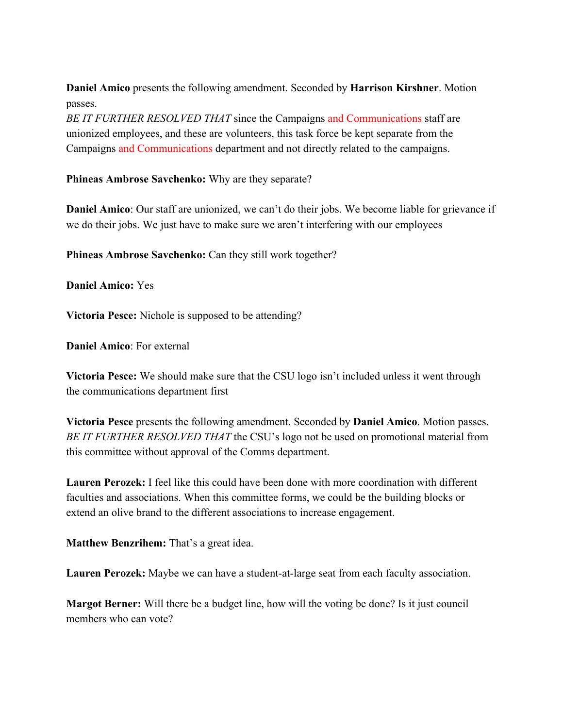**Daniel Amico** presents the following amendment. Seconded by **Harrison Kirshner**. Motion passes.
*BE IT FURTHER RESOLVED THAT* since the Campaigns and Communications staff are unionized employees, and these are volunteers, this task force be kept separate from the Campaigns and Communications department and not directly related to the campaigns.

**Phineas Ambrose Savchenko:** Why are they separate?

**Daniel Amico**: Our staff are unionized, we can't do their jobs. We become liable for grievance if we do their jobs. We just have to make sure we aren't interfering with our employees

**Phineas Ambrose Savchenko:** Can they still work together?

**Daniel Amico:** Yes

**Victoria Pesce:** Nichole is supposed to be attending?

**Daniel Amico**: For external

**Victoria Pesce:** We should make sure that the CSU logo isn't included unless it went through the communications department first

**Victoria Pesce** presents the following amendment. Seconded by **Daniel Amico**. Motion passes.
*BE IT FURTHER RESOLVED THAT* the CSU's logo not be used on promotional material from this committee without approval of the Comms department.

**Lauren Perozek:** I feel like this could have been done with more coordination with different faculties and associations. When this committee forms, we could be the building blocks or extend an olive brand to the different associations to increase engagement.

**Matthew Benzrihem:** That's a great idea.

**Lauren Perozek:** Maybe we can have a student-at-large seat from each faculty association.

**Margot Berner:** Will there be a budget line, how will the voting be done? Is it just council members who can vote?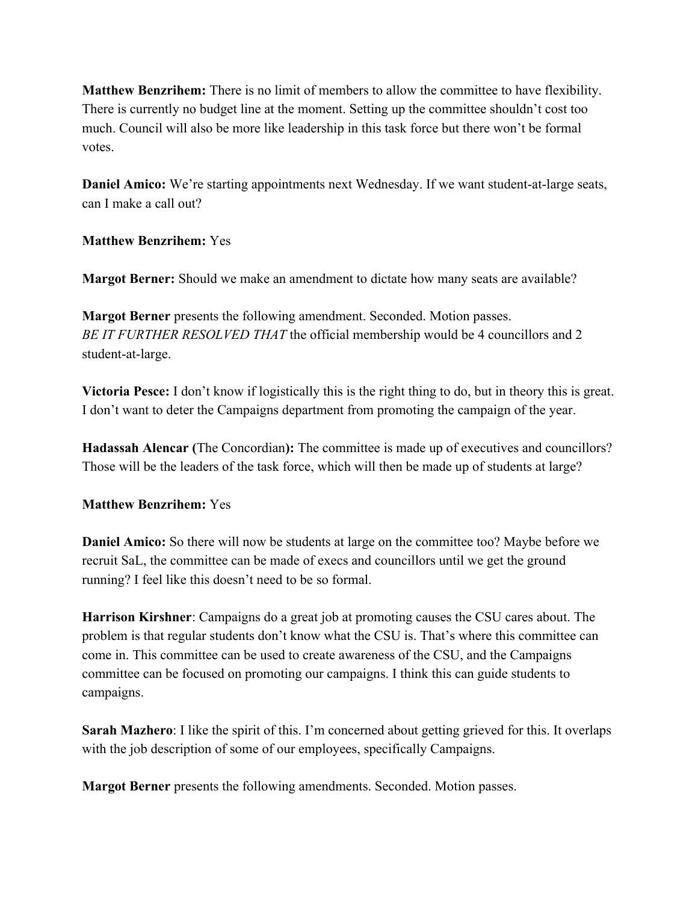**Matthew Benzrihem:** There is no limit of members to allow the committee to have flexibility. There is currently no budget line at the moment. Setting up the committee shouldn't cost too much. Council will also be more like leadership in this task force but there won't be formal votes.

**Daniel Amico:** We're starting appointments next Wednesday. If we want student-at-large seats, can I make a call out?

**Matthew Benzrihem:** Yes

**Margot Berner:** Should we make an amendment to dictate how many seats are available?

**Margot Berner** presents the following amendment. Seconded. Motion passes.
*BE IT FURTHER RESOLVED THAT* the official membership would be 4 councillors and 2 student-at-large.

**Victoria Pesce:** I don't know if logistically this is the right thing to do, but in theory this is great. I don't want to deter the Campaigns department from promoting the campaign of the year.

**Hadassah Alencar (**The Concordian**):** The committee is made up of executives and councillors? Those will be the leaders of the task force, which will then be made up of students at large?

**Matthew Benzrihem:** Yes

**Daniel Amico:** So there will now be students at large on the committee too? Maybe before we recruit SaL, the committee can be made of execs and councillors until we get the ground running? I feel like this doesn't need to be so formal.

**Harrison Kirshner**: Campaigns do a great job at promoting causes the CSU cares about. The problem is that regular students don't know what the CSU is. That's where this committee can come in. This committee can be used to create awareness of the CSU, and the Campaigns committee can be focused on promoting our campaigns. I think this can guide students to campaigns.

**Sarah Mazhero**: I like the spirit of this. I'm concerned about getting grieved for this. It overlaps with the job description of some of our employees, specifically Campaigns.

**Margot Berner** presents the following amendments. Seconded. Motion passes.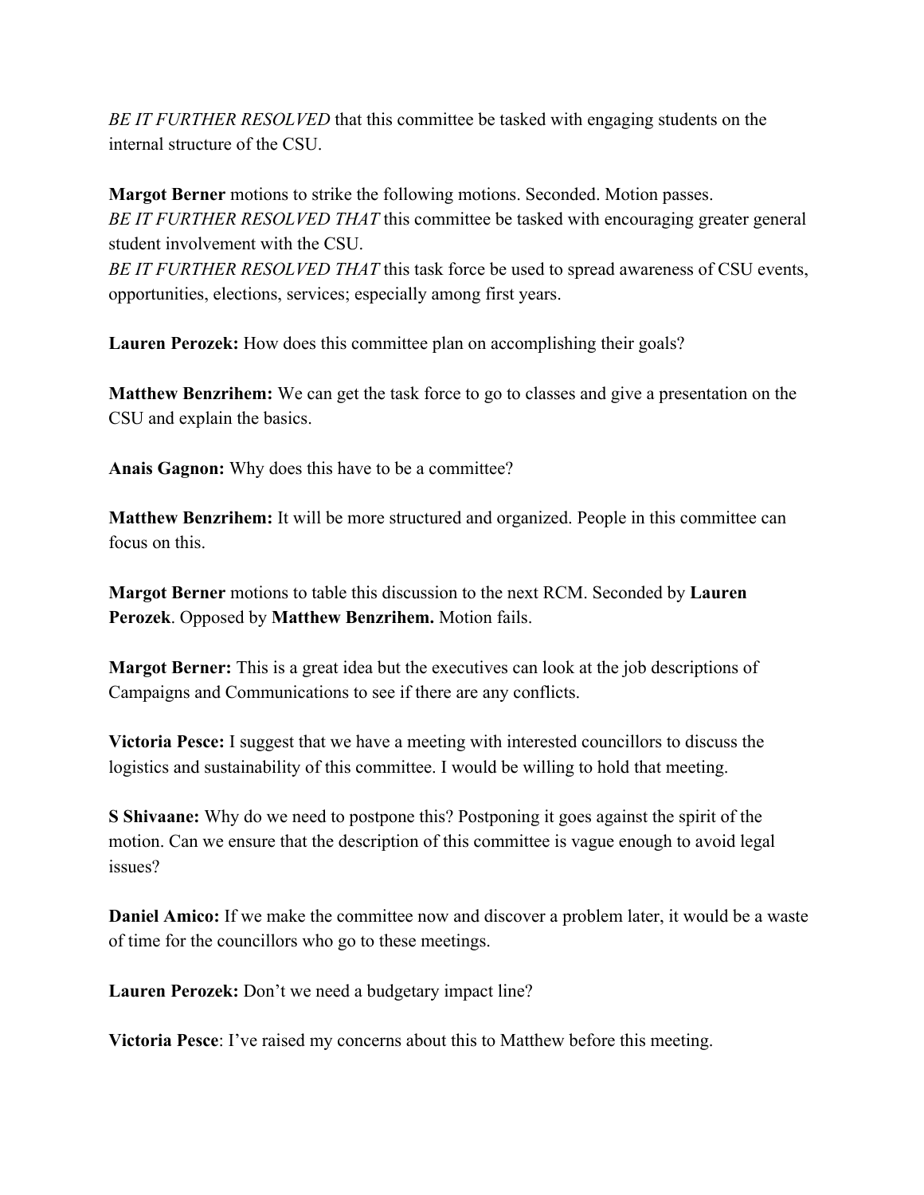*BE IT FURTHER RESOLVED* that this committee be tasked with engaging students on the internal structure of the CSU.

**Margot Berner** motions to strike the following motions. Seconded. Motion passes.
*BE IT FURTHER RESOLVED THAT* this committee be tasked with encouraging greater general student involvement with the CSU.
*BE IT FURTHER RESOLVED THAT* this task force be used to spread awareness of CSU events, opportunities, elections, services; especially among first years.

**Lauren Perozek:** How does this committee plan on accomplishing their goals?

**Matthew Benzrihem:** We can get the task force to go to classes and give a presentation on the CSU and explain the basics.

**Anais Gagnon:** Why does this have to be a committee?

**Matthew Benzrihem:** It will be more structured and organized. People in this committee can focus on this.

**Margot Berner** motions to table this discussion to the next RCM. Seconded by **Lauren Perozek**. Opposed by **Matthew Benzrihem.** Motion fails.

**Margot Berner:** This is a great idea but the executives can look at the job descriptions of Campaigns and Communications to see if there are any conflicts.

**Victoria Pesce:** I suggest that we have a meeting with interested councillors to discuss the logistics and sustainability of this committee. I would be willing to hold that meeting.

**S Shivaane:** Why do we need to postpone this? Postponing it goes against the spirit of the motion. Can we ensure that the description of this committee is vague enough to avoid legal issues?

**Daniel Amico:** If we make the committee now and discover a problem later, it would be a waste of time for the councillors who go to these meetings.

**Lauren Perozek:** Don't we need a budgetary impact line?

**Victoria Pesce**: I've raised my concerns about this to Matthew before this meeting.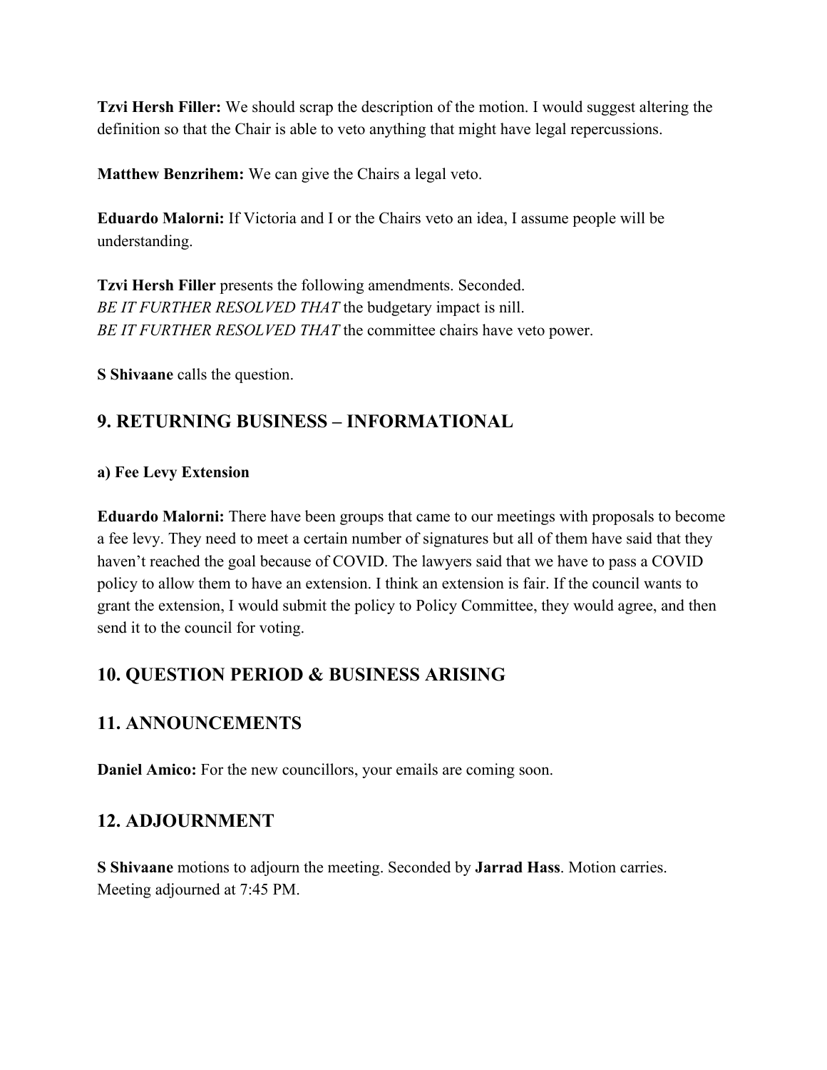**Tzvi Hersh Filler:** We should scrap the description of the motion. I would suggest altering the definition so that the Chair is able to veto anything that might have legal repercussions.

**Matthew Benzrihem:** We can give the Chairs a legal veto.

**Eduardo Malorni:** If Victoria and I or the Chairs veto an idea, I assume people will be understanding.

**Tzvi Hersh Filler** presents the following amendments. Seconded.
*BE IT FURTHER RESOLVED THAT* the budgetary impact is nill.
*BE IT FURTHER RESOLVED THAT* the committee chairs have veto power.

**S Shivaane** calls the question.

## 9. RETURNING BUSINESS – INFORMATIONAL

**a) Fee Levy Extension**

**Eduardo Malorni:** There have been groups that came to our meetings with proposals to become a fee levy. They need to meet a certain number of signatures but all of them have said that they haven't reached the goal because of COVID. The lawyers said that we have to pass a COVID policy to allow them to have an extension. I think an extension is fair. If the council wants to grant the extension, I would submit the policy to Policy Committee, they would agree, and then send it to the council for voting.

## 10. QUESTION PERIOD & BUSINESS ARISING

## 11. ANNOUNCEMENTS

**Daniel Amico:** For the new councillors, your emails are coming soon.

## 12. ADJOURNMENT

**S Shivaane** motions to adjourn the meeting. Seconded by **Jarrad Hass**. Motion carries.
Meeting adjourned at 7:45 PM.